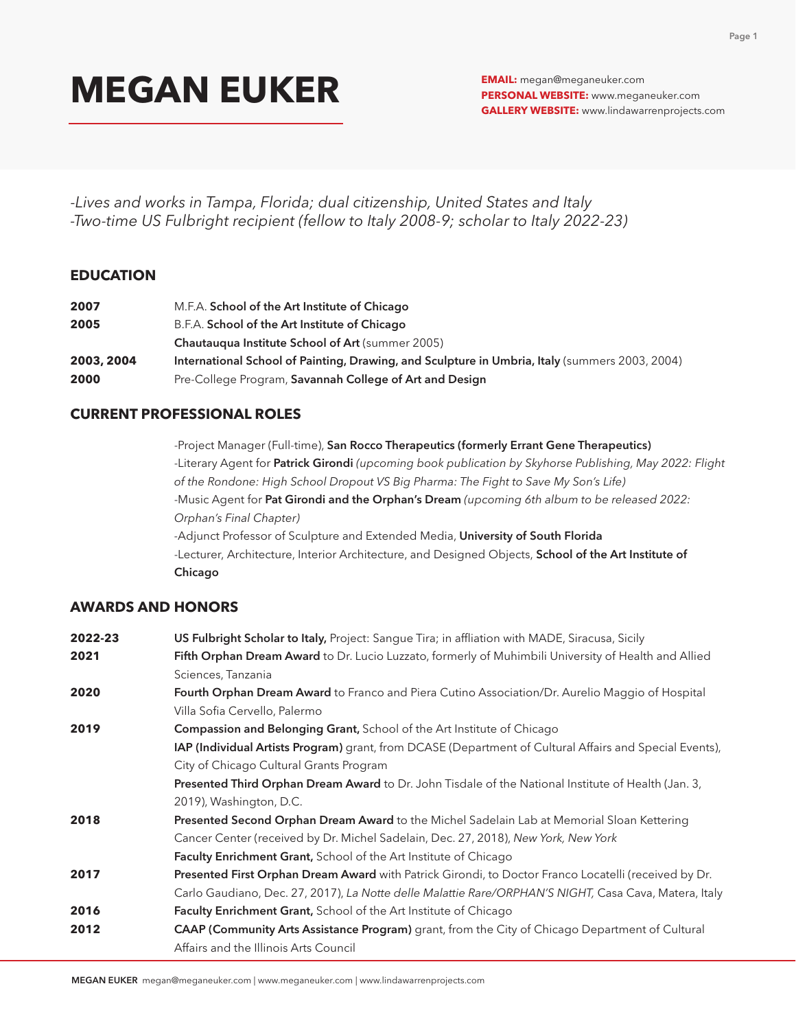# MEGAN EUKER

**EMAIL:** megan@meganeuker.com
**PERSONAL WEBSITE:** www.meganeuker.com
**GALLERY WEBSITE:** www.lindawarrenprojects.com

*-Lives and works in Tampa, Florida; dual citizenship, United States and Italy*
*-Two-time US Fulbright recipient (fellow to Italy 2008-9; scholar to Italy 2022-23)*

## EDUCATION

| | |
|---|---|
| **2007** | M.F.A. **School of the Art Institute of Chicago** |
| **2005** | B.F.A. **School of the Art Institute of Chicago** |
| | **Chautauqua Institute School of Art** (summer 2005) |
| **2003, 2004** | **International School of Painting, Drawing, and Sculpture in Umbria, Italy** (summers 2003, 2004) |
| **2000** | Pre-College Program, **Savannah College of Art and Design** |

## CURRENT PROFESSIONAL ROLES

-Project Manager (Full-time), **San Rocco Therapeutics (formerly Errant Gene Therapeutics)**
-Literary Agent for **Patrick Girondi** *(upcoming book publication by Skyhorse Publishing, May 2022: Flight of the Rondone: High School Dropout VS Big Pharma: The Fight to Save My Son's Life)*
-Music Agent for **Pat Girondi and the Orphan's Dream** *(upcoming 6th album to be released 2022: Orphan's Final Chapter)*
-Adjunct Professor of Sculpture and Extended Media, **University of South Florida**
-Lecturer, Architecture, Interior Architecture, and Designed Objects, **School of the Art Institute of Chicago**

## AWARDS AND HONORS

| | |
|---|---|
| **2022-23** | **US Fulbright Scholar to Italy,** Project: Sangue Tira; in affliation with MADE, Siracusa, Sicily |
| **2021** | **Fifth Orphan Dream Award** to Dr. Lucio Luzzato, formerly of Muhimbili University of Health and Allied Sciences, Tanzania |
| **2020** | **Fourth Orphan Dream Award** to Franco and Piera Cutino Association/Dr. Aurelio Maggio of Hospital Villa Sofia Cervello, Palermo |
| **2019** | **Compassion and Belonging Grant,** School of the Art Institute of Chicago |
| | **IAP (Individual Artists Program)** grant, from DCASE (Department of Cultural Affairs and Special Events), City of Chicago Cultural Grants Program |
| | **Presented Third Orphan Dream Award** to Dr. John Tisdale of the National Institute of Health (Jan. 3, 2019), Washington, D.C. |
| **2018** | **Presented Second Orphan Dream Award** to the Michel Sadelain Lab at Memorial Sloan Kettering Cancer Center (received by Dr. Michel Sadelain, Dec. 27, 2018), *New York, New York* |
| | **Faculty Enrichment Grant,** School of the Art Institute of Chicago |
| **2017** | **Presented First Orphan Dream Award** with Patrick Girondi, to Doctor Franco Locatelli (received by Dr. Carlo Gaudiano, Dec. 27, 2017), *La Notte delle Malattie Rare/ORPHAN'S NIGHT,* Casa Cava, Matera, Italy |
| **2016** | **Faculty Enrichment Grant,** School of the Art Institute of Chicago |
| **2012** | **CAAP (Community Arts Assistance Program)** grant, from the City of Chicago Department of Cultural Affairs and the Illinois Arts Council |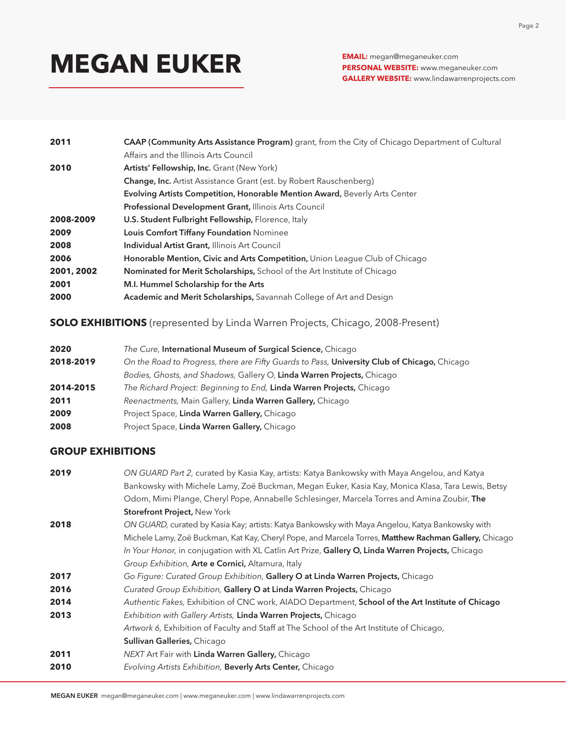# MEGAN EUKER

**EMAIL:** megan@meganeuker.com
**PERSONAL WEBSITE:** www.meganeuker.com
**GALLERY WEBSITE:** www.lindawarrenprojects.com

| | |
|---|---|
| **2011** | **CAAP (Community Arts Assistance Program)** grant, from the City of Chicago Department of Cultural Affairs and the Illinois Arts Council |
| **2010** | **Artists' Fellowship, Inc.** Grant (New York) |
| | **Change, Inc.** Artist Assistance Grant (est. by Robert Rauschenberg) |
| | **Evolving Artists Competition, Honorable Mention Award,** Beverly Arts Center |
| | **Professional Development Grant,** Illinois Arts Council |
| **2008-2009** | **U.S. Student Fulbright Fellowship,** Florence, Italy |
| **2009** | **Louis Comfort Tiffany Foundation** Nominee |
| **2008** | **Individual Artist Grant,** Illinois Art Council |
| **2006** | **Honorable Mention, Civic and Arts Competition,** Union League Club of Chicago |
| **2001, 2002** | **Nominated for Merit Scholarships,** School of the Art Institute of Chicago |
| **2001** | **M.I. Hummel Scholarship for the Arts** |
| **2000** | **Academic and Merit Scholarships,** Savannah College of Art and Design |

## SOLO EXHIBITIONS (represented by Linda Warren Projects, Chicago, 2008-Present)

| | |
|---|---|
| **2020** | *The Cure,* **International Museum of Surgical Science,** Chicago |
| **2018-2019** | *On the Road to Progress, there are Fifty Guards to Pass,* **University Club of Chicago,** Chicago |
| | *Bodies, Ghosts, and Shadows,* Gallery O, **Linda Warren Projects,** Chicago |
| **2014-2015** | *The Richard Project: Beginning to End,* **Linda Warren Projects,** Chicago |
| **2011** | *Reenactments,* Main Gallery, **Linda Warren Gallery,** Chicago |
| **2009** | Project Space, **Linda Warren Gallery,** Chicago |
| **2008** | Project Space, **Linda Warren Gallery,** Chicago |

## GROUP EXHIBITIONS

| | |
|---|---|
| **2019** | *ON GUARD Part 2,* curated by Kasia Kay, artists: Katya Bankowsky with Maya Angelou, and Katya Bankowsky with Michele Lamy, Zoë Buckman, Megan Euker, Kasia Kay, Monica Klasa, Tara Lewis, Betsy Odom, Mimi Plange, Cheryl Pope, Annabelle Schlesinger, Marcela Torres and Amina Zoubir, **The Storefront Project,** New York |
| **2018** | *ON GUARD,* curated by Kasia Kay; artists: Katya Bankowsky with Maya Angelou, Katya Bankowsky with Michele Lamy, Zoë Buckman, Kat Kay, Cheryl Pope, and Marcela Torres, **Matthew Rachman Gallery,** Chicago |
| | *In Your Honor,* in conjugation with XL Catlin Art Prize, **Gallery O, Linda Warren Projects,** Chicago |
| | *Group Exhibition,* **Arte e Cornici,** Altamura, Italy |
| **2017** | *Go Figure: Curated Group Exhibition,* **Gallery O at Linda Warren Projects,** Chicago |
| **2016** | *Curated Group Exhibition,* **Gallery O at Linda Warren Projects,** Chicago |
| **2014** | *Authentic Fakes,* Exhibition of CNC work, AIADO Department, **School of the Art Institute of Chicago** |
| **2013** | *Exhibition with Gallery Artists,* **Linda Warren Projects,** Chicago |
| | *Artwork 6,* Exhibition of Faculty and Staff at The School of the Art Institute of Chicago, **Sullivan Galleries,** Chicago |
| **2011** | *NEXT* Art Fair with **Linda Warren Gallery,** Chicago |
| **2010** | *Evolving Artists Exhibition,* **Beverly Arts Center,** Chicago |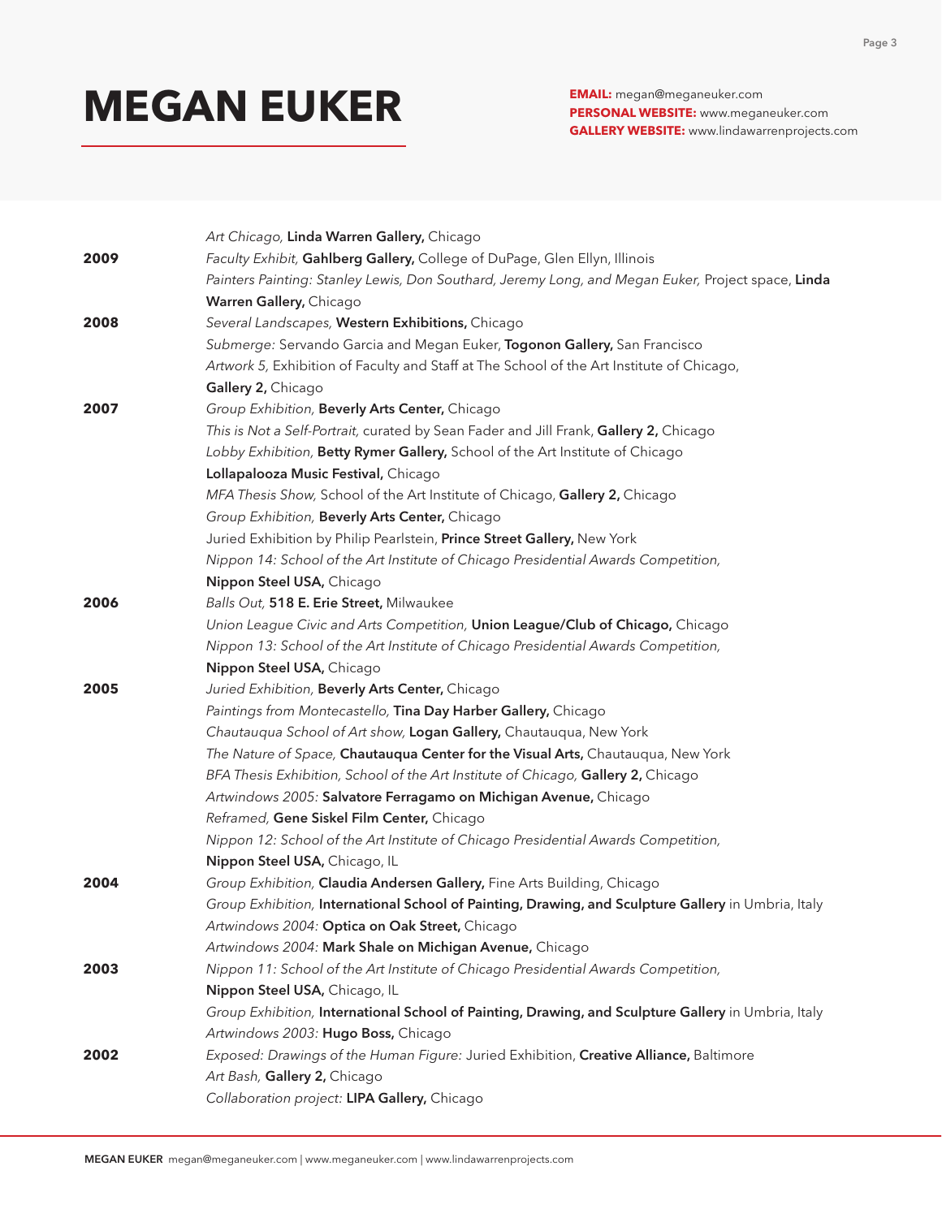*Art Chicago,* **Linda Warren Gallery,** Chicago

**2009**
*Faculty Exhibit,* **Gahlberg Gallery,** College of DuPage, Glen Ellyn, Illinois
*Painters Painting: Stanley Lewis, Don Southard, Jeremy Long, and Megan Euker,* Project space, **Linda Warren Gallery,** Chicago

**2008**
*Several Landscapes,* **Western Exhibitions,** Chicago
*Submerge:* Servando Garcia and Megan Euker, **Togonon Gallery,** San Francisco
*Artwork 5,* Exhibition of Faculty and Staff at The School of the Art Institute of Chicago, **Gallery 2,** Chicago

**2007**
*Group Exhibition,* **Beverly Arts Center,** Chicago
*This is Not a Self-Portrait,* curated by Sean Fader and Jill Frank, **Gallery 2,** Chicago
*Lobby Exhibition,* **Betty Rymer Gallery,** School of the Art Institute of Chicago
**Lollapalooza Music Festival,** Chicago
*MFA Thesis Show,* School of the Art Institute of Chicago, **Gallery 2,** Chicago
*Group Exhibition,* **Beverly Arts Center,** Chicago
Juried Exhibition by Philip Pearlstein, **Prince Street Gallery,** New York
*Nippon 14: School of the Art Institute of Chicago Presidential Awards Competition,* **Nippon Steel USA,** Chicago

**2006**
*Balls Out,* **518 E. Erie Street,** Milwaukee
*Union League Civic and Arts Competition,* **Union League/Club of Chicago,** Chicago
*Nippon 13: School of the Art Institute of Chicago Presidential Awards Competition,* **Nippon Steel USA,** Chicago

**2005**
*Juried Exhibition,* **Beverly Arts Center,** Chicago
*Paintings from Montecastello,* **Tina Day Harber Gallery,** Chicago
*Chautauqua School of Art show,* **Logan Gallery,** Chautauqua, New York
*The Nature of Space,* **Chautauqua Center for the Visual Arts,** Chautauqua, New York
*BFA Thesis Exhibition, School of the Art Institute of Chicago,* **Gallery 2,** Chicago
*Artwindows 2005:* **Salvatore Ferragamo on Michigan Avenue,** Chicago
*Reframed,* **Gene Siskel Film Center,** Chicago
*Nippon 12: School of the Art Institute of Chicago Presidential Awards Competition,* **Nippon Steel USA,** Chicago, IL

**2004**
*Group Exhibition,* **Claudia Andersen Gallery,** Fine Arts Building, Chicago
*Group Exhibition,* **International School of Painting, Drawing, and Sculpture Gallery** in Umbria, Italy
*Artwindows 2004:* **Optica on Oak Street,** Chicago
*Artwindows 2004:* **Mark Shale on Michigan Avenue,** Chicago

**2003**
*Nippon 11: School of the Art Institute of Chicago Presidential Awards Competition,* **Nippon Steel USA,** Chicago, IL
*Group Exhibition,* **International School of Painting, Drawing, and Sculpture Gallery** in Umbria, Italy
*Artwindows 2003:* **Hugo Boss,** Chicago

**2002**
*Exposed: Drawings of the Human Figure:* Juried Exhibition, **Creative Alliance,** Baltimore
*Art Bash,* **Gallery 2,** Chicago
*Collaboration project:* **LIPA Gallery,** Chicago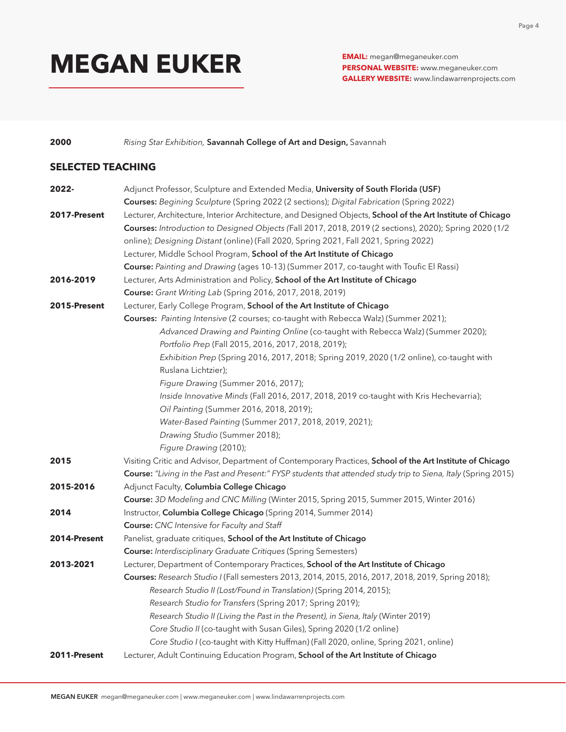**2000** *Rising Star Exhibition,* **Savannah College of Art and Design,** Savannah

## SELECTED TEACHING

**2022-** Adjunct Professor, Sculpture and Extended Media, **University of South Florida (USF)**
**Courses:** *Begining Sculpture* (Spring 2022 (2 sections); *Digital Fabrication* (Spring 2022)

**2017-Present** Lecturer, Architecture, Interior Architecture, and Designed Objects, **School of the Art Institute of Chicago**
**Courses:** *Introduction to Designed Objects (*Fall 2017, 2018, 2019 (2 sections), 2020); Spring 2020 (1/2 online); *Designing Distant* (online) (Fall 2020, Spring 2021, Fall 2021, Spring 2022)
Lecturer, Middle School Program, **School of the Art Institute of Chicago**
**Course:** *Painting and Drawing* (ages 10-13) (Summer 2017, co-taught with Toufic El Rassi)

**2016-2019** Lecturer, Arts Administration and Policy, **School of the Art Institute of Chicago**
**Course:** *Grant Writing Lab* (Spring 2016, 2017, 2018, 2019)

**2015-Present** Lecturer, Early College Program, **School of the Art Institute of Chicago**
**Courses:** *Painting Intensive* (2 courses; co-taught with Rebecca Walz) (Summer 2021);
*Advanced Drawing and Painting Online* (co-taught with Rebecca Walz) (Summer 2020);
*Portfolio Prep* (Fall 2015, 2016, 2017, 2018, 2019);
*Exhibition Prep* (Spring 2016, 2017, 2018; Spring 2019, 2020 (1/2 online), co-taught with Ruslana Lichtzier);
*Figure Drawing* (Summer 2016, 2017);
*Inside Innovative Minds* (Fall 2016, 2017, 2018, 2019 co-taught with Kris Hechevarria);
*Oil Painting* (Summer 2016, 2018, 2019);
*Water-Based Painting* (Summer 2017, 2018, 2019, 2021);
*Drawing Studio* (Summer 2018);
*Figure Drawing* (2010);

**2015** Visiting Critic and Advisor, Department of Contemporary Practices, **School of the Art Institute of Chicago**
**Course:** *"Living in the Past and Present:" FYSP students that attended study trip to Siena, Italy* (Spring 2015)

**2015-2016** Adjunct Faculty, **Columbia College Chicago**
**Course:** *3D Modeling and CNC Milling* (Winter 2015, Spring 2015, Summer 2015, Winter 2016)

**2014** Instructor, **Columbia College Chicago** (Spring 2014, Summer 2014)
**Course:** *CNC Intensive for Faculty and Staff*

**2014-Present** Panelist, graduate critiques, **School of the Art Institute of Chicago**
**Course:** *Interdisciplinary Graduate Critiques* (Spring Semesters)

**2013-2021** Lecturer, Department of Contemporary Practices, **School of the Art Institute of Chicago**
**Courses:** *Research Studio I* (Fall semesters 2013, 2014, 2015, 2016, 2017, 2018, 2019, Spring 2018);
*Research Studio II (Lost/Found in Translation)* (Spring 2014, 2015);
*Research Studio for Transfers* (Spring 2017; Spring 2019);
*Research Studio II (Living the Past in the Present), in Siena, Italy* (Winter 2019)
*Core Studio II* (co-taught with Susan Giles), Spring 2020 (1/2 online)
*Core Studio I* (co-taught with Kitty Huffman) (Fall 2020, online, Spring 2021, online)

**2011-Present** Lecturer, Adult Continuing Education Program, **School of the Art Institute of Chicago**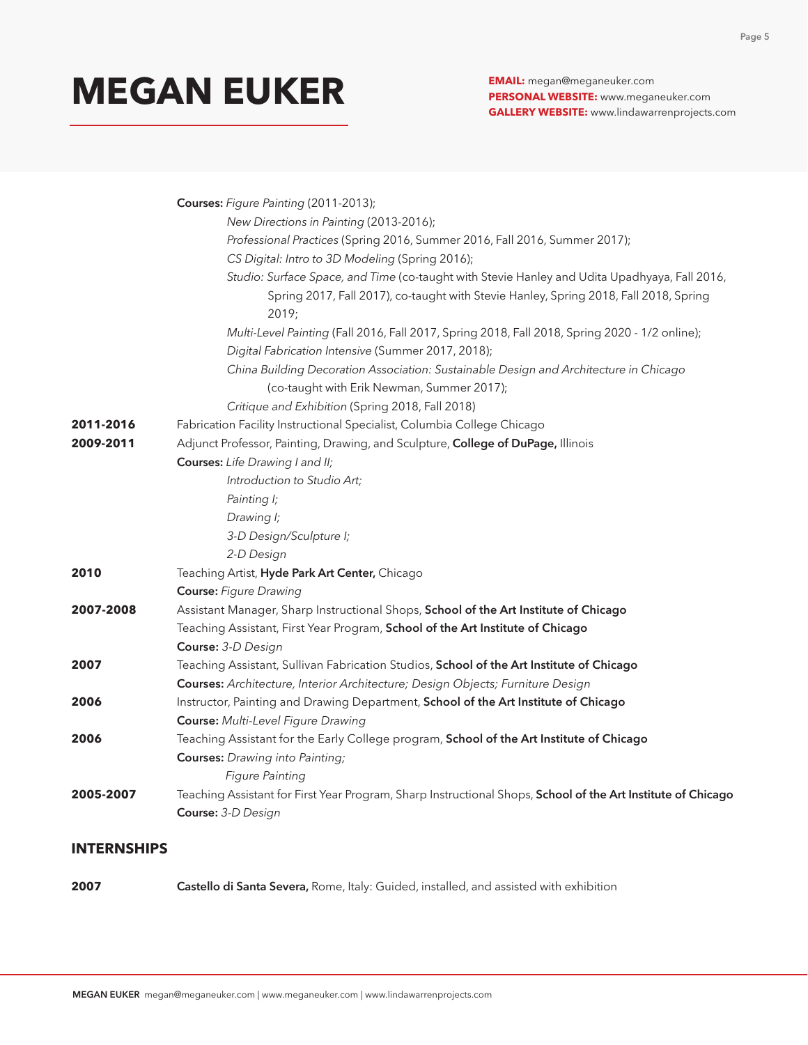**Courses:** *Figure Painting* (2011-2013);
*New Directions in Painting* (2013-2016);
*Professional Practices* (Spring 2016, Summer 2016, Fall 2016, Summer 2017);
*CS Digital: Intro to 3D Modeling* (Spring 2016);
*Studio: Surface Space, and Time* (co-taught with Stevie Hanley and Udita Upadhyaya, Fall 2016, Spring 2017, Fall 2017), co-taught with Stevie Hanley, Spring 2018, Fall 2018, Spring 2019;
*Multi-Level Painting* (Fall 2016, Fall 2017, Spring 2018, Fall 2018, Spring 2020 - 1/2 online);
*Digital Fabrication Intensive* (Summer 2017, 2018);
*China Building Decoration Association: Sustainable Design and Architecture in Chicago* (co-taught with Erik Newman, Summer 2017);
*Critique and Exhibition* (Spring 2018, Fall 2018)

**2011-2016** Fabrication Facility Instructional Specialist, Columbia College Chicago

**2009-2011** Adjunct Professor, Painting, Drawing, and Sculpture, **College of DuPage,** Illinois
**Courses:** *Life Drawing I and II;*
*Introduction to Studio Art;*
*Painting I;*
*Drawing I;*
*3-D Design/Sculpture I;*
*2-D Design*

**2010** Teaching Artist, **Hyde Park Art Center,** Chicago
**Course:** *Figure Drawing*

**2007-2008** Assistant Manager, Sharp Instructional Shops, **School of the Art Institute of Chicago**
Teaching Assistant, First Year Program, **School of the Art Institute of Chicago**
**Course:** *3-D Design*

**2007** Teaching Assistant, Sullivan Fabrication Studios, **School of the Art Institute of Chicago**
**Courses:** *Architecture, Interior Architecture; Design Objects; Furniture Design*

**2006** Instructor, Painting and Drawing Department, **School of the Art Institute of Chicago**
**Course:** *Multi-Level Figure Drawing*

**2006** Teaching Assistant for the Early College program, **School of the Art Institute of Chicago**
**Courses:** *Drawing into Painting;*
*Figure Painting*

**2005-2007** Teaching Assistant for First Year Program, Sharp Instructional Shops, **School of the Art Institute of Chicago**
**Course:** *3-D Design*

## INTERNSHIPS

**2007** **Castello di Santa Severa,** Rome, Italy: Guided, installed, and assisted with exhibition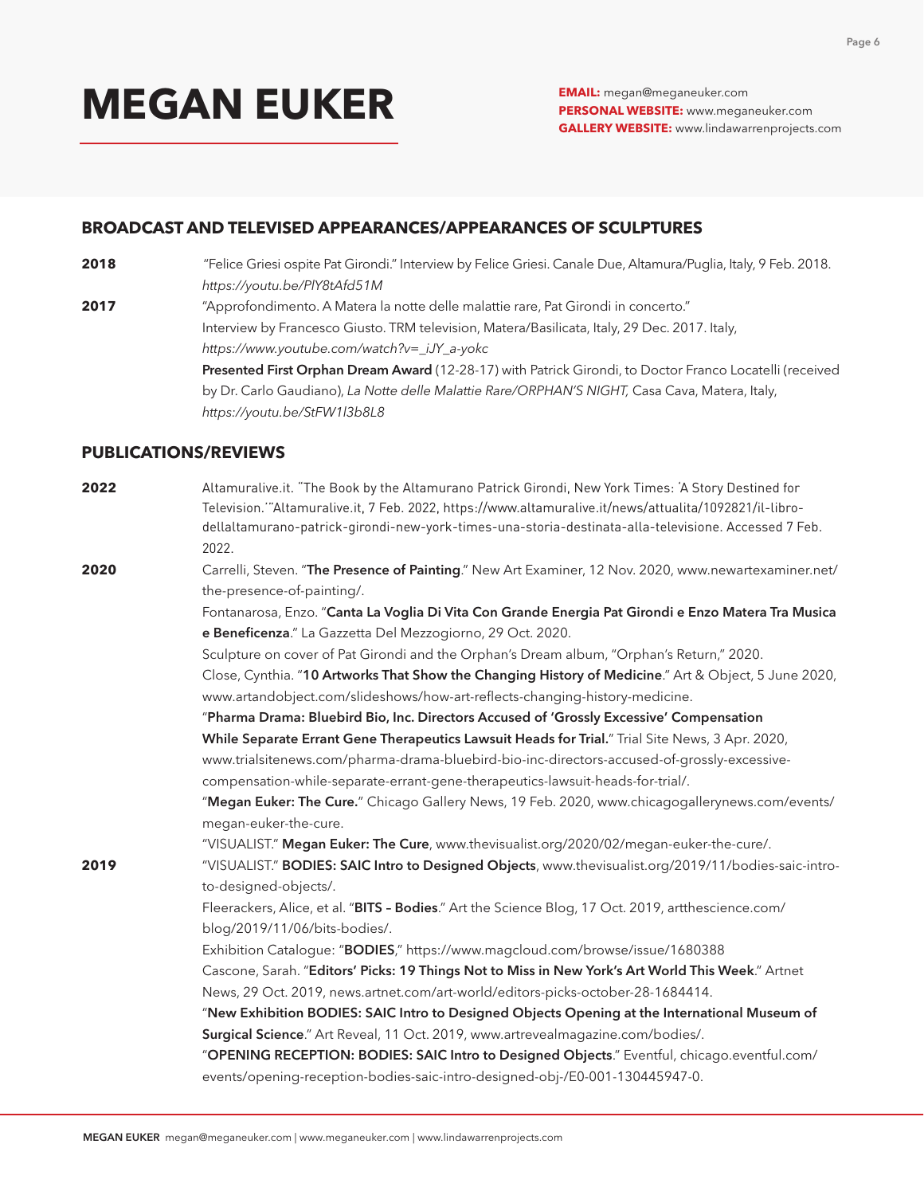# MEGAN EUKER

**EMAIL:** megan@meganeuker.com
**PERSONAL WEBSITE:** www.meganeuker.com
**GALLERY WEBSITE:** www.lindawarrenprojects.com

## BROADCAST AND TELEVISED APPEARANCES/APPEARANCES OF SCULPTURES

**2018**

"Felice Griesi ospite Pat Girondi." Interview by Felice Griesi. Canale Due, Altamura/Puglia, Italy, 9 Feb. 2018. *https://youtu.be/PlY8tAfd51M*

**2017**

"Approfondimento. A Matera la notte delle malattie rare, Pat Girondi in concerto." Interview by Francesco Giusto. TRM television, Matera/Basilicata, Italy, 29 Dec. 2017. Italy, *https://www.youtube.com/watch?v=_iJY_a-yokc*

**Presented First Orphan Dream Award** (12-28-17) with Patrick Girondi, to Doctor Franco Locatelli (received by Dr. Carlo Gaudiano), *La Notte delle Malattie Rare/ORPHAN'S NIGHT,* Casa Cava, Matera, Italy, *https://youtu.be/StFW1l3b8L8*

## PUBLICATIONS/REVIEWS

**2022**

Altamuralive.it. "The Book by the Altamurano Patrick Girondi, New York Times: 'A Story Destined for Television.'"Altamuralive.it, 7 Feb. 2022, https://www.altamuralive.it/news/attualita/1092821/il-libro-dellaltamurano-patrick-girondi-new-york-times-una-storia-destinata-alla-televisione. Accessed 7 Feb. 2022.

**2020**

Carrelli, Steven. "**The Presence of Painting**." New Art Examiner, 12 Nov. 2020, www.newartexaminer.net/the-presence-of-painting/.

Fontanarosa, Enzo. "**Canta La Voglia Di Vita Con Grande Energia Pat Girondi e Enzo Matera Tra Musica e Beneficenza**." La Gazzetta Del Mezzogiorno, 29 Oct. 2020.

Sculpture on cover of Pat Girondi and the Orphan's Dream album, "Orphan's Return," 2020.

Close, Cynthia. "**10 Artworks That Show the Changing History of Medicine**." Art & Object, 5 June 2020, www.artandobject.com/slideshows/how-art-reflects-changing-history-medicine.

"**Pharma Drama: Bluebird Bio, Inc. Directors Accused of 'Grossly Excessive' Compensation While Separate Errant Gene Therapeutics Lawsuit Heads for Trial.**" Trial Site News, 3 Apr. 2020, www.trialsitenews.com/pharma-drama-bluebird-bio-inc-directors-accused-of-grossly-excessive-compensation-while-separate-errant-gene-therapeutics-lawsuit-heads-for-trial/.

"**Megan Euker: The Cure.**" Chicago Gallery News, 19 Feb. 2020, www.chicagogallerynews.com/events/megan-euker-the-cure.

"VISUALIST." **Megan Euker: The Cure**, www.thevisualist.org/2020/02/megan-euker-the-cure/.

**2019**

"VISUALIST." **BODIES: SAIC Intro to Designed Objects**, www.thevisualist.org/2019/11/bodies-saic-intro-to-designed-objects/.

Fleerackers, Alice, et al. "**BITS – Bodies**." Art the Science Blog, 17 Oct. 2019, artthescience.com/blog/2019/11/06/bits-bodies/.

Exhibition Catalogue: "**BODIES**," https://www.magcloud.com/browse/issue/1680388

Cascone, Sarah. "**Editors' Picks: 19 Things Not to Miss in New York's Art World This Week**." Artnet News, 29 Oct. 2019, news.artnet.com/art-world/editors-picks-october-28-1684414.

"**New Exhibition BODIES: SAIC Intro to Designed Objects Opening at the International Museum of Surgical Science**." Art Reveal, 11 Oct. 2019, www.artrevealmagazine.com/bodies/.

"**OPENING RECEPTION: BODIES: SAIC Intro to Designed Objects**." Eventful, chicago.eventful.com/events/opening-reception-bodies-saic-intro-designed-obj-/E0-001-130445947-0.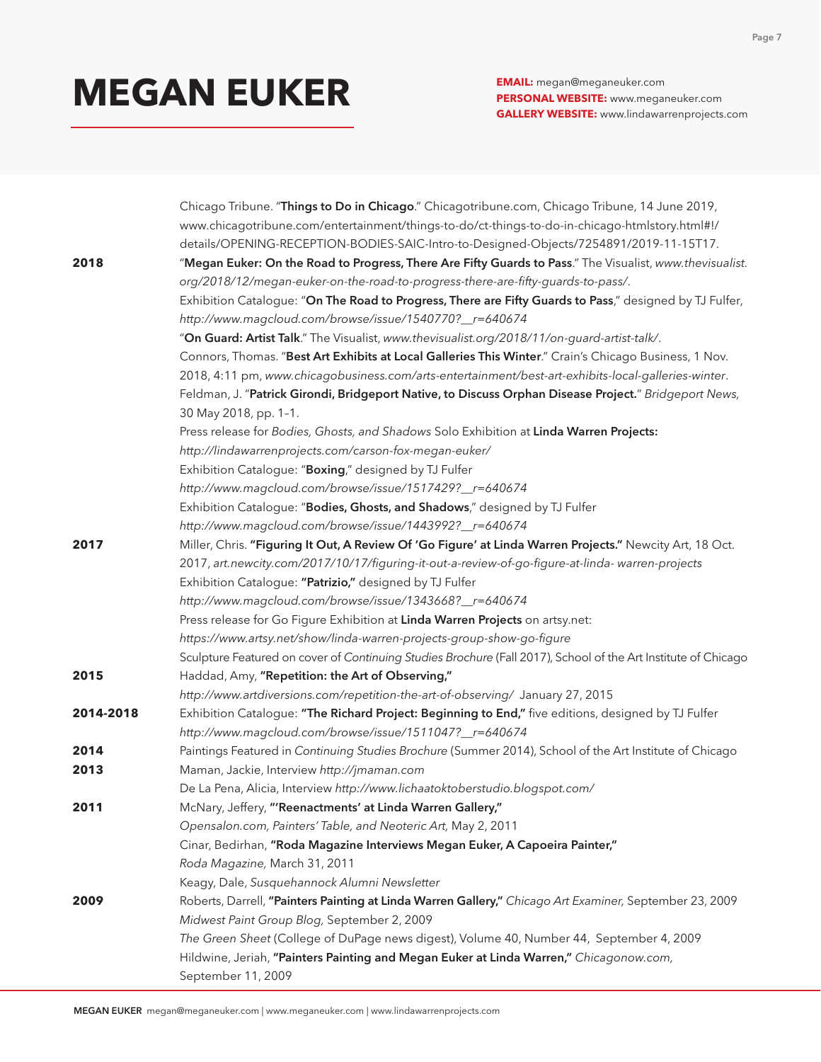# MEGAN EUKER

**EMAIL:** megan@meganeuker.com
**PERSONAL WEBSITE:** www.meganeuker.com
**GALLERY WEBSITE:** www.lindawarrenprojects.com

| | |
|---|---|
| | Chicago Tribune. "**Things to Do in Chicago**." Chicagotribune.com, Chicago Tribune, 14 June 2019, www.chicagotribune.com/entertainment/things-to-do/ct-things-to-do-in-chicago-htmlstory.html#!/details/OPENING-RECEPTION-BODIES-SAIC-Intro-to-Designed-Objects/7254891/2019-11-15T17. |
| **2018** | "**Megan Euker: On the Road to Progress, There Are Fifty Guards to Pass**." The Visualist, *www.thevisualist.org/2018/12/megan-euker-on-the-road-to-progress-there-are-fifty-guards-to-pass/*. |
| | Exhibition Catalogue: "**On The Road to Progress, There are Fifty Guards to Pass**," designed by TJ Fulfer, *http://www.magcloud.com/browse/issue/1540770?__r=640674* |
| | "**On Guard: Artist Talk**." The Visualist, *www.thevisualist.org/2018/11/on-guard-artist-talk/*. |
| | Connors, Thomas. "**Best Art Exhibits at Local Galleries This Winter**." Crain's Chicago Business, 1 Nov. 2018, 4:11 pm, *www.chicagobusiness.com/arts-entertainment/best-art-exhibits-local-galleries-winter*. |
| | Feldman, J. "**Patrick Girondi, Bridgeport Native, to Discuss Orphan Disease Project.**" *Bridgeport News,* 30 May 2018, pp. 1–1. |
| | Press release for *Bodies, Ghosts, and Shadows* Solo Exhibition at **Linda Warren Projects:** *http://lindawarrenprojects.com/carson-fox-megan-euker/* |
| | Exhibition Catalogue: "**Boxing**," designed by TJ Fulfer *http://www.magcloud.com/browse/issue/1517429?__r=640674* |
| | Exhibition Catalogue: "**Bodies, Ghosts, and Shadows**," designed by TJ Fulfer *http://www.magcloud.com/browse/issue/1443992?__r=640674* |
| **2017** | Miller, Chris. **"Figuring It Out, A Review Of 'Go Figure' at Linda Warren Projects."** Newcity Art, 18 Oct. 2017, *art.newcity.com/2017/10/17/figuring-it-out-a-review-of-go-figure-at-linda- warren-projects* |
| | Exhibition Catalogue: **"Patrizio,"** designed by TJ Fulfer *http://www.magcloud.com/browse/issue/1343668?__r=640674* |
| | Press release for Go Figure Exhibition at **Linda Warren Projects** on artsy.net: *https://www.artsy.net/show/linda-warren-projects-group-show-go-figure* |
| | Sculpture Featured on cover of *Continuing Studies Brochure* (Fall 2017), School of the Art Institute of Chicago |
| **2015** | Haddad, Amy, **"Repetition: the Art of Observing,"** *http://www.artdiversions.com/repetition-the-art-of-observing/* January 27, 2015 |
| **2014-2018** | Exhibition Catalogue: **"The Richard Project: Beginning to End,"** five editions, designed by TJ Fulfer *http://www.magcloud.com/browse/issue/1511047?__r=640674* |
| **2014** | Paintings Featured in *Continuing Studies Brochure* (Summer 2014), School of the Art Institute of Chicago |
| **2013** | Maman, Jackie, Interview *http://jmaman.com* |
| | De La Pena, Alicia, Interview *http://www.lichaatoktoberstudio.blogspot.com/* |
| **2011** | McNary, Jeffery, **"'Reenactments' at Linda Warren Gallery,"** *Opensalon.com, Painters' Table, and Neoteric Art,* May 2, 2011 |
| | Cinar, Bedirhan, **"Roda Magazine Interviews Megan Euker, A Capoeira Painter,"** *Roda Magazine,* March 31, 2011 |
| | Keagy, Dale, *Susquehannock Alumni Newsletter* |
| **2009** | Roberts, Darrell, **"Painters Painting at Linda Warren Gallery,"** *Chicago Art Examiner,* September 23, 2009 |
| | *Midwest Paint Group Blog,* September 2, 2009 |
| | *The Green Sheet* (College of DuPage news digest), Volume 40, Number 44, September 4, 2009 |
| | Hildwine, Jeriah, **"Painters Painting and Megan Euker at Linda Warren,"** *Chicagonow.com,* September 11, 2009 |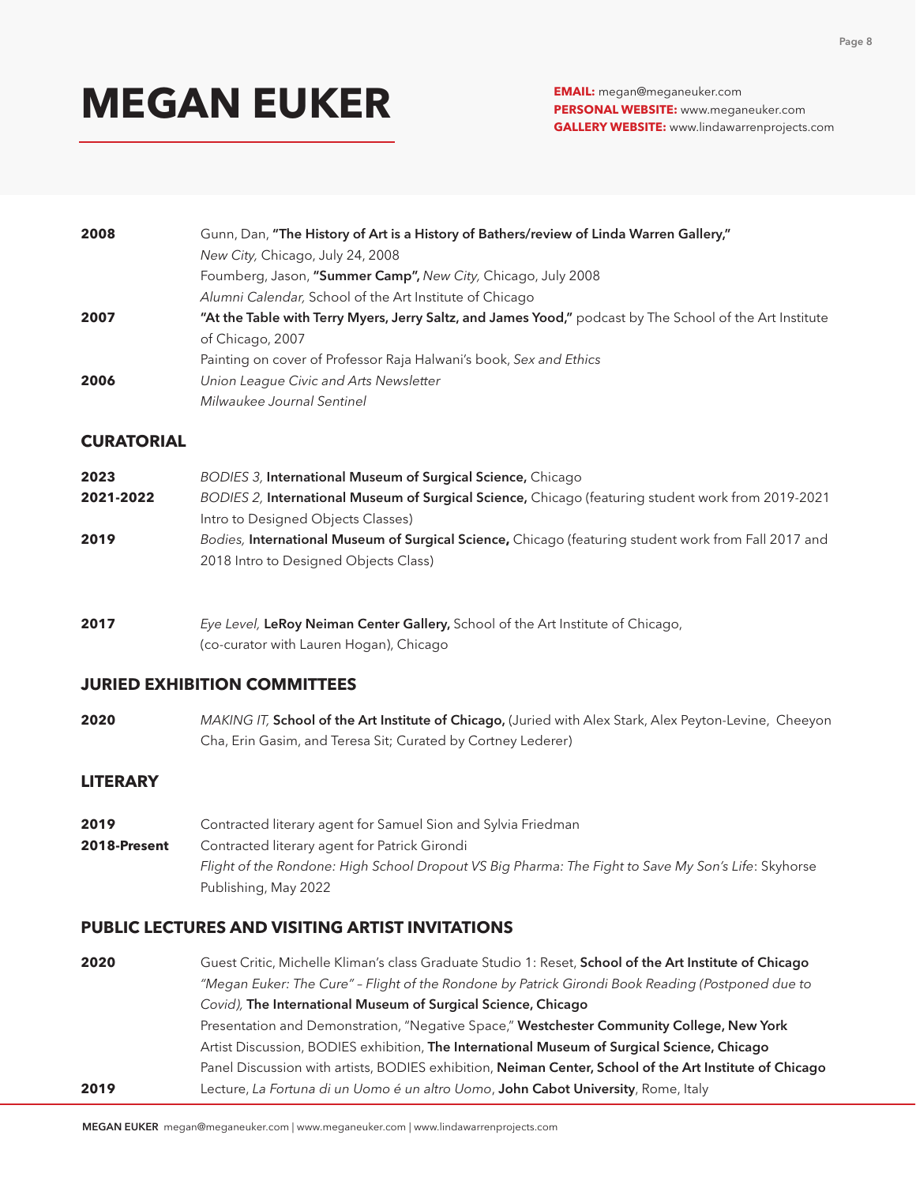# MEGAN EUKER

**EMAIL:** megan@meganeuker.com
**PERSONAL WEBSITE:** www.meganeuker.com
**GALLERY WEBSITE:** www.lindawarrenprojects.com

**2008** Gunn, Dan, **"The History of Art is a History of Bathers/review of Linda Warren Gallery,"** *New City,* Chicago, July 24, 2008
Foumberg, Jason, **"Summer Camp",** *New City,* Chicago, July 2008
*Alumni Calendar,* School of the Art Institute of Chicago

**2007** **"At the Table with Terry Myers, Jerry Saltz, and James Yood,"** podcast by The School of the Art Institute of Chicago, 2007
Painting on cover of Professor Raja Halwani's book, *Sex and Ethics*

**2006** *Union League Civic and Arts Newsletter*
*Milwaukee Journal Sentinel*

## CURATORIAL

**2023** *BODIES 3,* **International Museum of Surgical Science,** Chicago

**2021-2022** *BODIES 2,* **International Museum of Surgical Science,** Chicago (featuring student work from 2019-2021 Intro to Designed Objects Classes)

**2019** *Bodies,* **International Museum of Surgical Science,** Chicago (featuring student work from Fall 2017 and 2018 Intro to Designed Objects Class)

**2017** *Eye Level,* **LeRoy Neiman Center Gallery,** School of the Art Institute of Chicago, (co-curator with Lauren Hogan), Chicago

## JURIED EXHIBITION COMMITTEES

**2020** *MAKING IT,* **School of the Art Institute of Chicago,** (Juried with Alex Stark, Alex Peyton-Levine, Cheeyon Cha, Erin Gasim, and Teresa Sit; Curated by Cortney Lederer)

## LITERARY

**2019** Contracted literary agent for Samuel Sion and Sylvia Friedman

**2018-Present** Contracted literary agent for Patrick Girondi
*Flight of the Rondone: High School Dropout VS Big Pharma: The Fight to Save My Son's Life*: Skyhorse Publishing, May 2022

## PUBLIC LECTURES AND VISITING ARTIST INVITATIONS

**2020** Guest Critic, Michelle Kliman's class Graduate Studio 1: Reset, **School of the Art Institute of Chicago**
*"Megan Euker: The Cure" – Flight of the Rondone by Patrick Girondi Book Reading (Postponed due to Covid),* **The International Museum of Surgical Science, Chicago**
Presentation and Demonstration, "Negative Space," **Westchester Community College, New York**
Artist Discussion, BODIES exhibition, **The International Museum of Surgical Science, Chicago**
Panel Discussion with artists, BODIES exhibition, **Neiman Center, School of the Art Institute of Chicago**

**2019** Lecture, *La Fortuna di un Uomo é un altro Uomo*, **John Cabot University**, Rome, Italy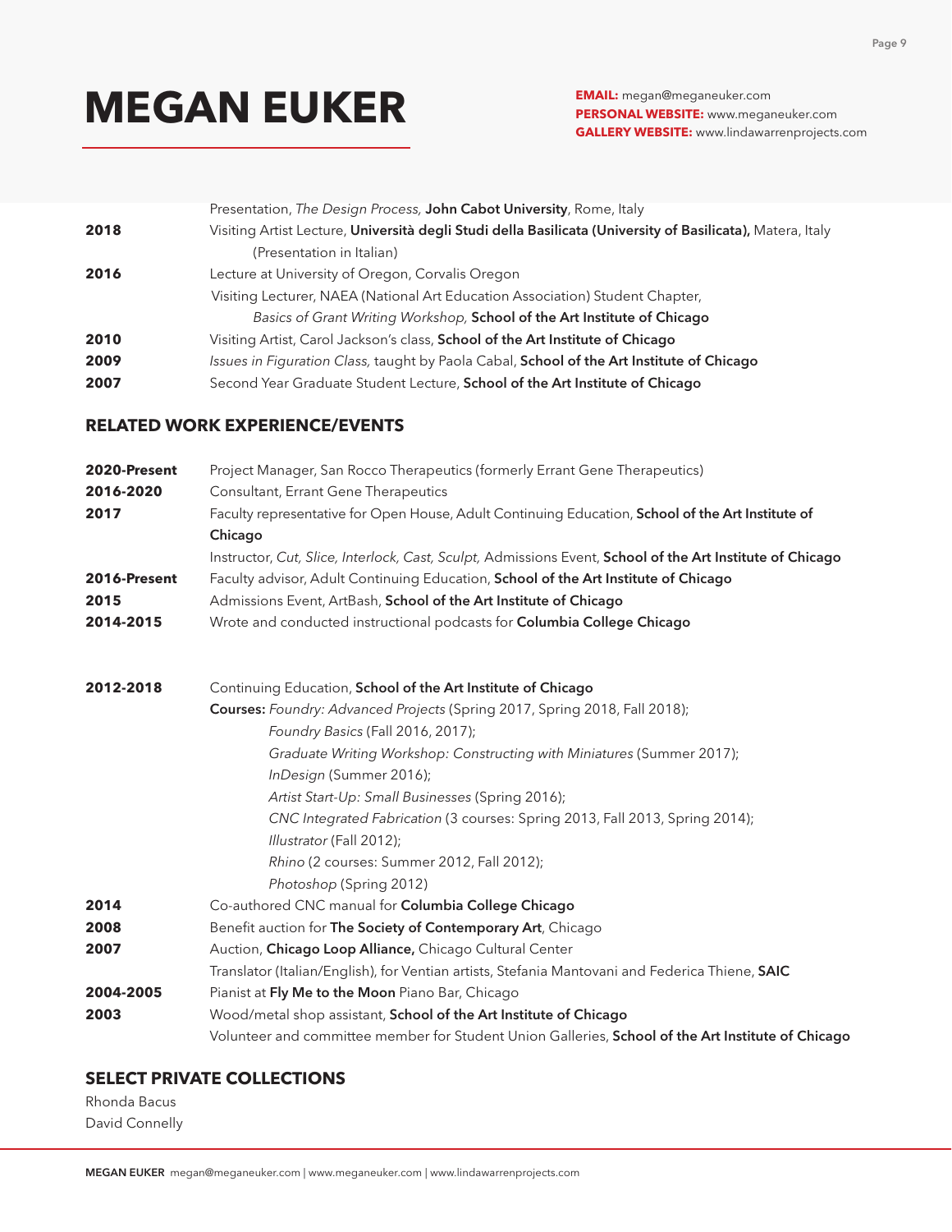| | |
|---|---|
| | Presentation, *The Design Process,* **John Cabot University**, Rome, Italy |
| **2018** | Visiting Artist Lecture, **Università degli Studi della Basilicata (University of Basilicata),** Matera, Italy (Presentation in Italian) |
| **2016** | Lecture at University of Oregon, Corvalis Oregon |
| | Visiting Lecturer, NAEA (National Art Education Association) Student Chapter, *Basics of Grant Writing Workshop,* **School of the Art Institute of Chicago** |
| **2010** | Visiting Artist, Carol Jackson's class, **School of the Art Institute of Chicago** |
| **2009** | *Issues in Figuration Class,* taught by Paola Cabal, **School of the Art Institute of Chicago** |
| **2007** | Second Year Graduate Student Lecture, **School of the Art Institute of Chicago** |

## RELATED WORK EXPERIENCE/EVENTS

| | |
|---|---|
| **2020-Present** | Project Manager, San Rocco Therapeutics (formerly Errant Gene Therapeutics) |
| **2016-2020** | Consultant, Errant Gene Therapeutics |
| **2017** | Faculty representative for Open House, Adult Continuing Education, **School of the Art Institute of Chicago** |
| | Instructor, *Cut, Slice, Interlock, Cast, Sculpt,* Admissions Event, **School of the Art Institute of Chicago** |
| **2016-Present** | Faculty advisor, Adult Continuing Education, **School of the Art Institute of Chicago** |
| **2015** | Admissions Event, ArtBash, **School of the Art Institute of Chicago** |
| **2014-2015** | Wrote and conducted instructional podcasts for **Columbia College Chicago** |

| | |
|---|---|
| **2012-2018** | Continuing Education, **School of the Art Institute of Chicago**<br>**Courses:** *Foundry: Advanced Projects* (Spring 2017, Spring 2018, Fall 2018);<br>*Foundry Basics* (Fall 2016, 2017);<br>*Graduate Writing Workshop: Constructing with Miniatures* (Summer 2017);<br>*InDesign* (Summer 2016);<br>*Artist Start-Up: Small Businesses* (Spring 2016);<br>*CNC Integrated Fabrication* (3 courses: Spring 2013, Fall 2013, Spring 2014);<br>*Illustrator* (Fall 2012);<br>*Rhino* (2 courses: Summer 2012, Fall 2012);<br>*Photoshop* (Spring 2012) |
| **2014** | Co-authored CNC manual for **Columbia College Chicago** |
| **2008** | Benefit auction for **The Society of Contemporary Art**, Chicago |
| **2007** | Auction, **Chicago Loop Alliance,** Chicago Cultural Center |
| | Translator (Italian/English), for Ventian artists, Stefania Mantovani and Federica Thiene, **SAIC** |
| **2004-2005** | Pianist at **Fly Me to the Moon** Piano Bar, Chicago |
| **2003** | Wood/metal shop assistant, **School of the Art Institute of Chicago** |
| | Volunteer and committee member for Student Union Galleries, **School of the Art Institute of Chicago** |

## SELECT PRIVATE COLLECTIONS

Rhonda Bacus
David Connelly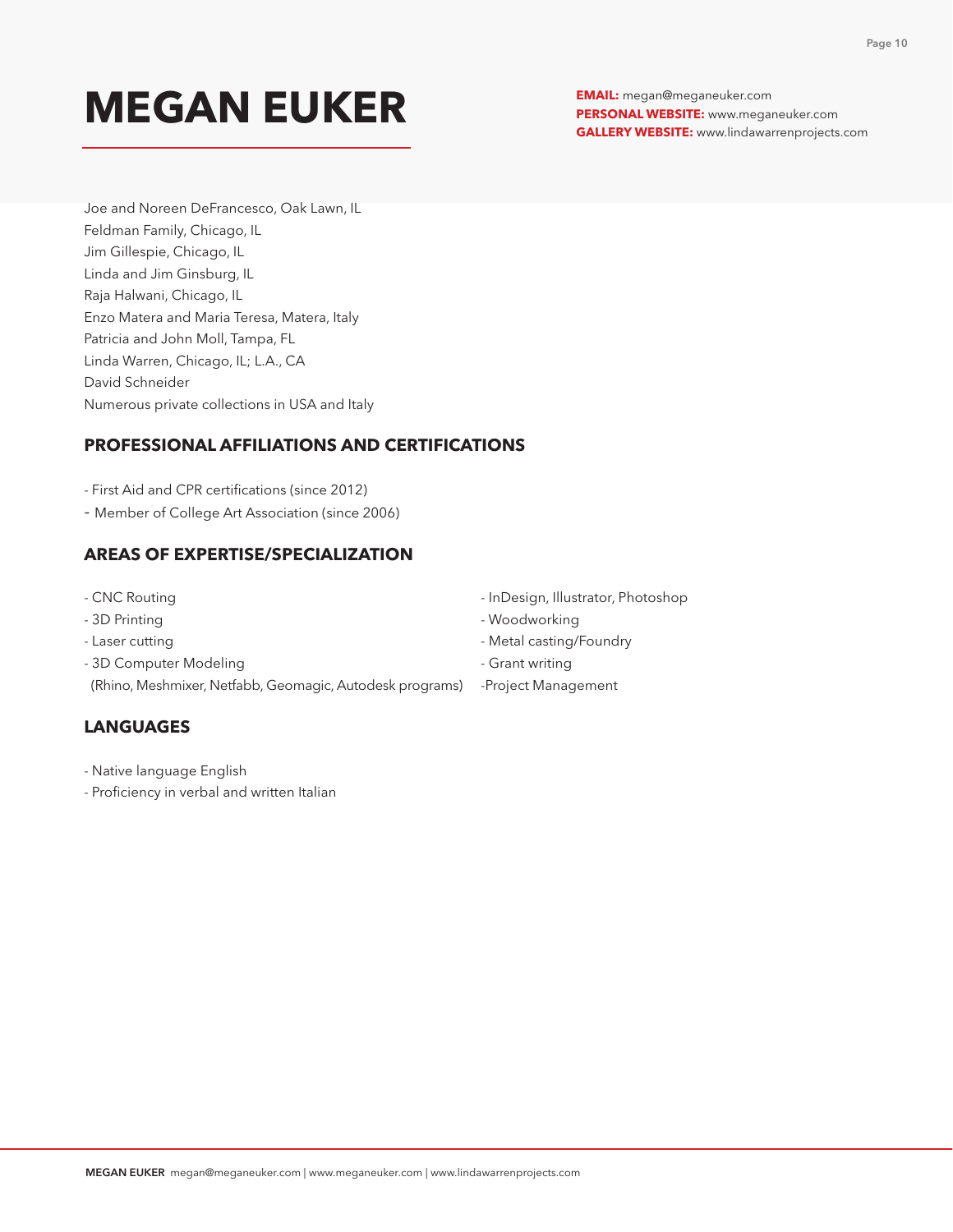Joe and Noreen DeFrancesco, Oak Lawn, IL
Feldman Family, Chicago, IL
Jim Gillespie, Chicago, IL
Linda and Jim Ginsburg, IL
Raja Halwani, Chicago, IL
Enzo Matera and Maria Teresa, Matera, Italy
Patricia and John Moll, Tampa, FL
Linda Warren, Chicago, IL; L.A., CA
David Schneider
Numerous private collections in USA and Italy

## PROFESSIONAL AFFILIATIONS AND CERTIFICATIONS

- First Aid and CPR certifications (since 2012)
- Member of College Art Association (since 2006)

## AREAS OF EXPERTISE/SPECIALIZATION

- CNC Routing
- 3D Printing
- Laser cutting
- 3D Computer Modeling
  (Rhino, Meshmixer, Netfabb, Geomagic, Autodesk programs)
- InDesign, Illustrator, Photoshop
- Woodworking
- Metal casting/Foundry
- Grant writing
- Project Management

## LANGUAGES

- Native language English
- Proficiency in verbal and written Italian